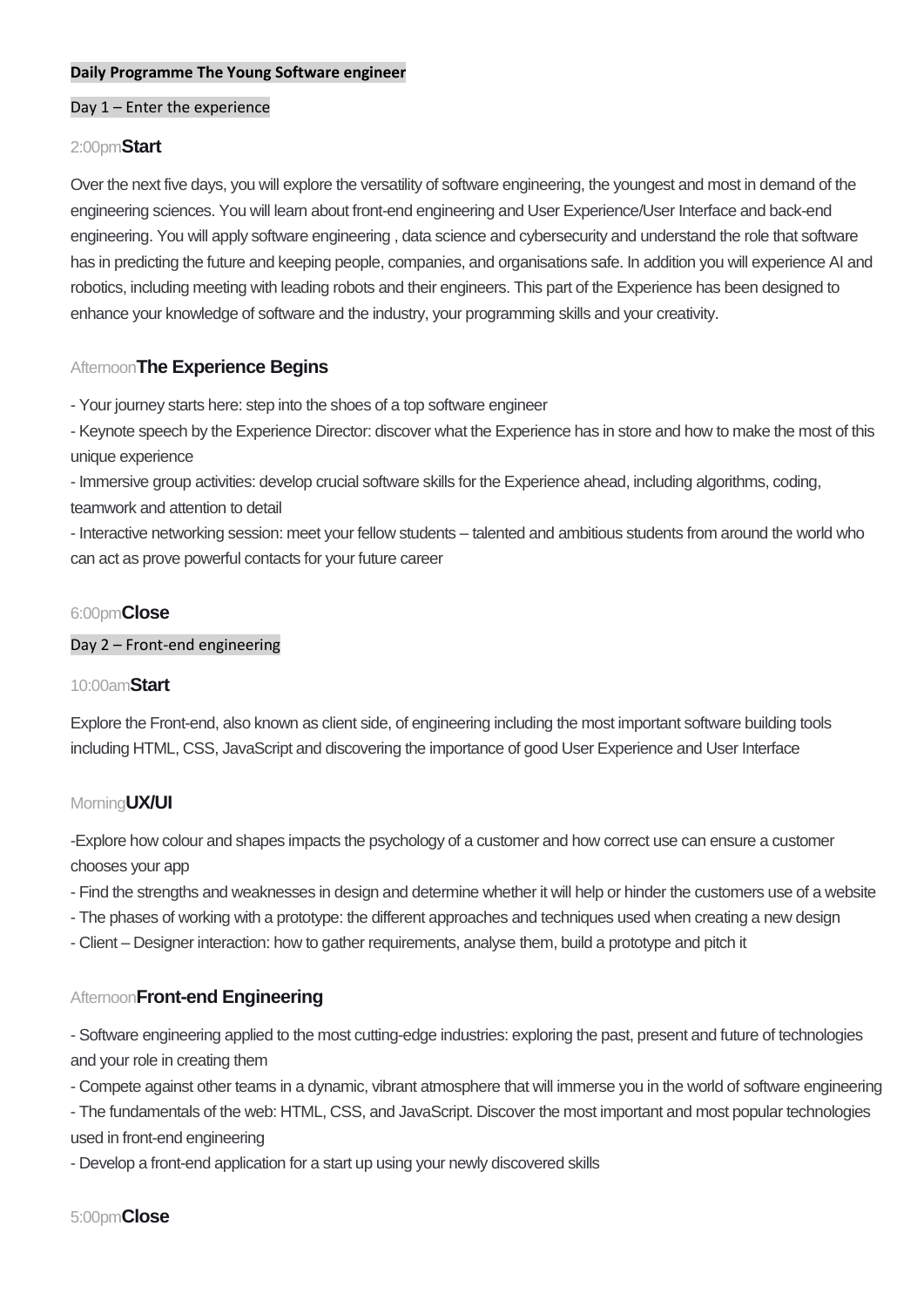**Daily Programme The Young Software engineer**

Day 1 – Enter the experience

2:00pm**Start**

Over the next five days, you will explore the versatility of software engineering, the youngest and most in demand of the engineering sciences. You will learn about front-end engineering and User Experience/User Interface and back-end engineering. You will apply software engineering , data science and cybersecurity and understand the role that software has in predicting the future and keeping people, companies, and organisations safe. In addition you will experience AI and robotics, including meeting with leading robots and their engineers. This part of the Experience has been designed to enhance your knowledge of software and the industry, your programming skills and your creativity.

Afternoon**The Experience Begins**

- Your journey starts here: step into the shoes of a top software engineer
- Keynote speech by the Experience Director: discover what the Experience has in store and how to make the most of this unique experience
- Immersive group activities: develop crucial software skills for the Experience ahead, including algorithms, coding, teamwork and attention to detail
- Interactive networking session: meet your fellow students – talented and ambitious students from around the world who can act as prove powerful contacts for your future career

6:00pm**Close**

Day 2 – Front-end engineering

10:00am**Start**

Explore the Front-end, also known as client side, of engineering including the most important software building tools including HTML, CSS, JavaScript and discovering the importance of good User Experience and User Interface

Morning**UX/UI**

-Explore how colour and shapes impacts the psychology of a customer and how correct use can ensure a customer chooses your app
- Find the strengths and weaknesses in design and determine whether it will help or hinder the customers use of a website
- The phases of working with a prototype: the different approaches and techniques used when creating a new design
- Client – Designer interaction: how to gather requirements, analyse them, build a prototype and pitch it

Afternoon**Front-end Engineering**

- Software engineering applied to the most cutting-edge industries: exploring the past, present and future of technologies and your role in creating them
- Compete against other teams in a dynamic, vibrant atmosphere that will immerse you in the world of software engineering
- The fundamentals of the web: HTML, CSS, and JavaScript. Discover the most important and most popular technologies used in front-end engineering
- Develop a front-end application for a start up using your newly discovered skills

5:00pm**Close**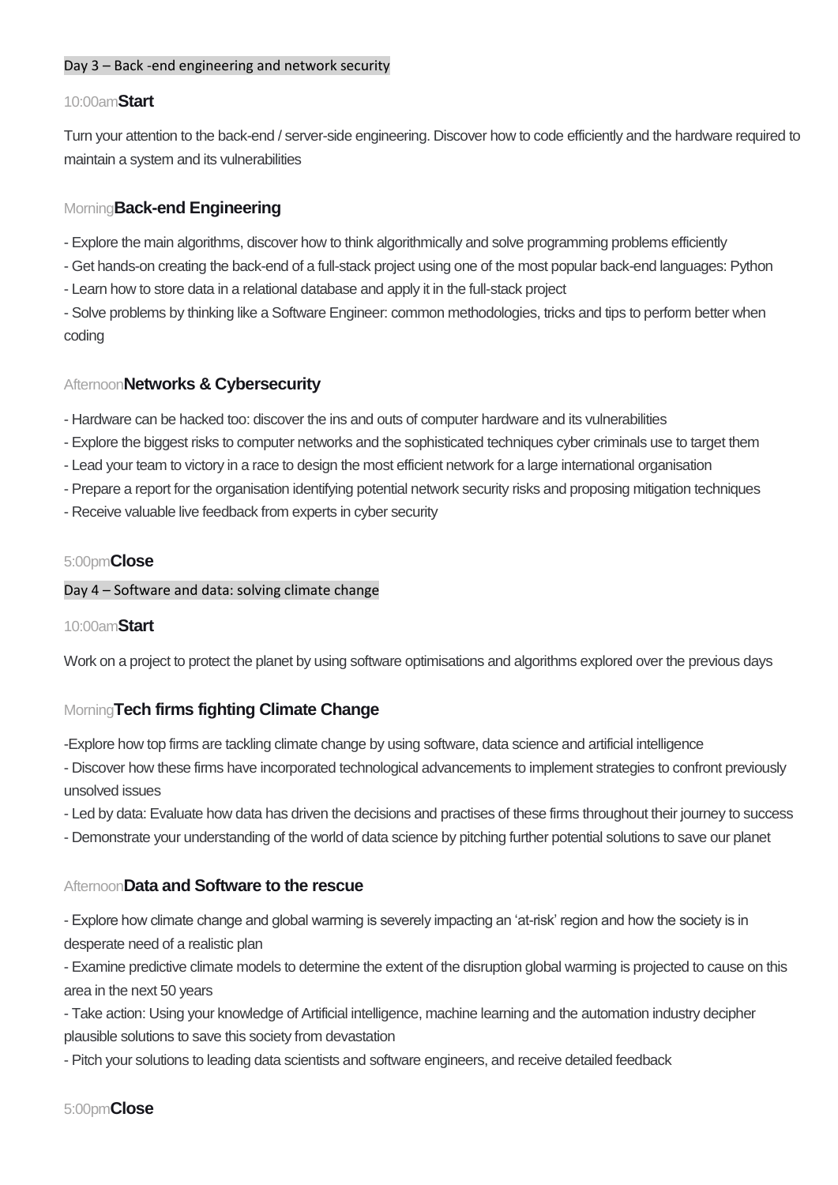## Day 3 – Back -end engineering and network security

### 10:00am**Start**

Turn your attention to the back-end / server-side engineering. Discover how to code efficiently and the hardware required to maintain a system and its vulnerabilities

### Morning**Back-end Engineering**

- Explore the main algorithms, discover how to think algorithmically and solve programming problems efficiently
- Get hands-on creating the back-end of a full-stack project using one of the most popular back-end languages: Python
- Learn how to store data in a relational database and apply it in the full-stack project
- Solve problems by thinking like a Software Engineer: common methodologies, tricks and tips to perform better when coding

### Afternoon**Networks & Cybersecurity**

- Hardware can be hacked too: discover the ins and outs of computer hardware and its vulnerabilities
- Explore the biggest risks to computer networks and the sophisticated techniques cyber criminals use to target them
- Lead your team to victory in a race to design the most efficient network for a large international organisation
- Prepare a report for the organisation identifying potential network security risks and proposing mitigation techniques
- Receive valuable live feedback from experts in cyber security

### 5:00pm**Close**

## Day 4 – Software and data: solving climate change

### 10:00am**Start**

Work on a project to protect the planet by using software optimisations and algorithms explored over the previous days

### Morning**Tech firms fighting Climate Change**

-Explore how top firms are tackling climate change by using software, data science and artificial intelligence
- Discover how these firms have incorporated technological advancements to implement strategies to confront previously unsolved issues
- Led by data: Evaluate how data has driven the decisions and practises of these firms throughout their journey to success
- Demonstrate your understanding of the world of data science by pitching further potential solutions to save our planet

### Afternoon**Data and Software to the rescue**

- Explore how climate change and global warming is severely impacting an 'at-risk' region and how the society is in desperate need of a realistic plan
- Examine predictive climate models to determine the extent of the disruption global warming is projected to cause on this area in the next 50 years
- Take action: Using your knowledge of Artificial intelligence, machine learning and the automation industry decipher plausible solutions to save this society from devastation
- Pitch your solutions to leading data scientists and software engineers, and receive detailed feedback

### 5:00pm**Close**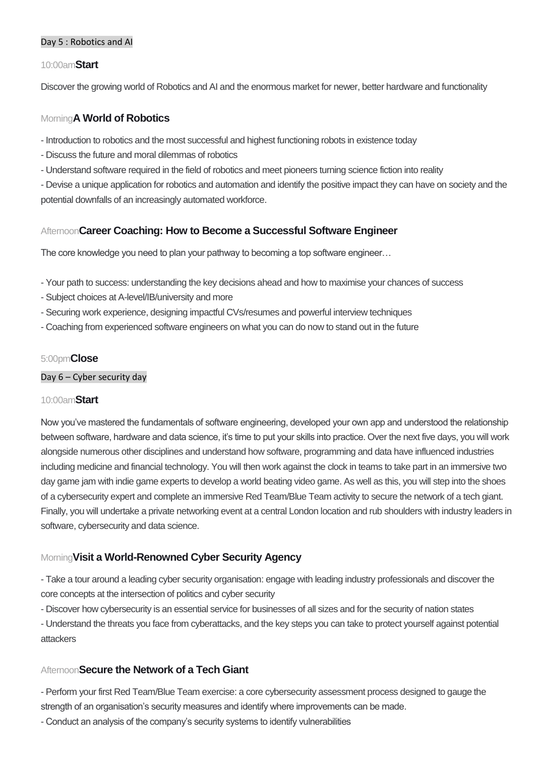## Day 5 : Robotics and AI

### 10:00am **Start**

Discover the growing world of Robotics and AI and the enormous market for newer, better hardware and functionality

### Morning **A World of Robotics**

- Introduction to robotics and the most successful and highest functioning robots in existence today
- Discuss the future and moral dilemmas of robotics
- Understand software required in the field of robotics and meet pioneers turning science fiction into reality
- Devise a unique application for robotics and automation and identify the positive impact they can have on society and the potential downfalls of an increasingly automated workforce.

### Afternoon **Career Coaching: How to Become a Successful Software Engineer**

The core knowledge you need to plan your pathway to becoming a top software engineer…

- Your path to success: understanding the key decisions ahead and how to maximise your chances of success
- Subject choices at A-level/IB/university and more
- Securing work experience, designing impactful CVs/resumes and powerful interview techniques
- Coaching from experienced software engineers on what you can do now to stand out in the future

### 5:00pm **Close**

## Day 6 – Cyber security day

### 10:00am **Start**

Now you've mastered the fundamentals of software engineering, developed your own app and understood the relationship between software, hardware and data science, it's time to put your skills into practice. Over the next five days, you will work alongside numerous other disciplines and understand how software, programming and data have influenced industries including medicine and financial technology. You will then work against the clock in teams to take part in an immersive two day game jam with indie game experts to develop a world beating video game. As well as this, you will step into the shoes of a cybersecurity expert and complete an immersive Red Team/Blue Team activity to secure the network of a tech giant. Finally, you will undertake a private networking event at a central London location and rub shoulders with industry leaders in software, cybersecurity and data science.

### Morning **Visit a World-Renowned Cyber Security Agency**

- Take a tour around a leading cyber security organisation: engage with leading industry professionals and discover the core concepts at the intersection of politics and cyber security
- Discover how cybersecurity is an essential service for businesses of all sizes and for the security of nation states
- Understand the threats you face from cyberattacks, and the key steps you can take to protect yourself against potential attackers

### Afternoon **Secure the Network of a Tech Giant**

- Perform your first Red Team/Blue Team exercise: a core cybersecurity assessment process designed to gauge the strength of an organisation's security measures and identify where improvements can be made.
- Conduct an analysis of the company's security systems to identify vulnerabilities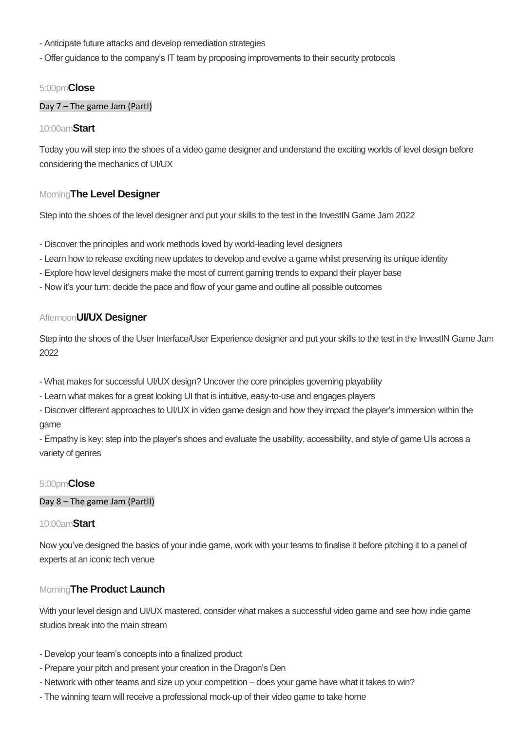- Anticipate future attacks and develop remediation strategies
- Offer guidance to the company's IT team by proposing improvements to their security protocols

5:00pm**Close**

Day 7 – The game Jam (PartI)

10:00am**Start**

Today you will step into the shoes of a video game designer and understand the exciting worlds of level design before considering the mechanics of UI/UX

Morning**The Level Designer**

Step into the shoes of the level designer and put your skills to the test in the InvestIN Game Jam 2022

- Discover the principles and work methods loved by world-leading level designers
- Learn how to release exciting new updates to develop and evolve a game whilst preserving its unique identity
- Explore how level designers make the most of current gaming trends to expand their player base
- Now it's your turn: decide the pace and flow of your game and outline all possible outcomes

Afternoon**UI/UX Designer**

Step into the shoes of the User Interface/User Experience designer and put your skills to the test in the InvestIN Game Jam 2022

- What makes for successful UI/UX design? Uncover the core principles governing playability
- Learn what makes for a great looking UI that is intuitive, easy-to-use and engages players
- Discover different approaches to UI/UX in video game design and how they impact the player's immersion within the game
- Empathy is key: step into the player's shoes and evaluate the usability, accessibility, and style of game UIs across a variety of genres

5:00pm**Close**

Day 8 – The game Jam (PartII)

10:00am**Start**

Now you've designed the basics of your indie game, work with your teams to finalise it before pitching it to a panel of experts at an iconic tech venue

Morning**The Product Launch**

With your level design and UI/UX mastered, consider what makes a successful video game and see how indie game studios break into the main stream

- Develop your team's concepts into a finalized product
- Prepare your pitch and present your creation in the Dragon's Den
- Network with other teams and size up your competition – does your game have what it takes to win?
- The winning team will receive a professional mock-up of their video game to take home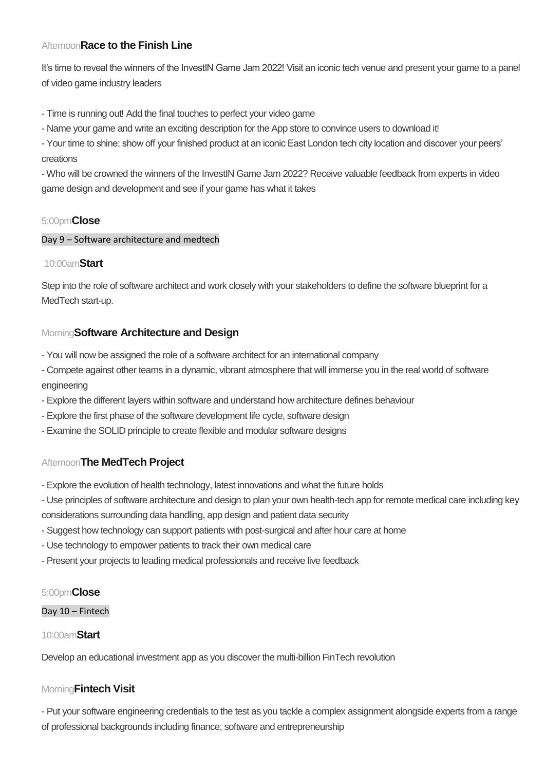Afternoon**Race to the Finish Line**

It's time to reveal the winners of the InvestIN Game Jam 2022! Visit an iconic tech venue and present your game to a panel of video game industry leaders

- Time is running out! Add the final touches to perfect your video game
- Name your game and write an exciting description for the App store to convince users to download it!
- Your time to shine: show off your finished product at an iconic East London tech city location and discover your peers' creations
- Who will be crowned the winners of the InvestIN Game Jam 2022? Receive valuable feedback from experts in video game design and development and see if your game has what it takes

5:00pm**Close**

Day 9 – Software architecture and medtech

10:00am**Start**

Step into the role of software architect and work closely with your stakeholders to define the software blueprint for a MedTech start-up.

Morning**Software Architecture and Design**

- You will now be assigned the role of a software architect for an international company
- Compete against other teams in a dynamic, vibrant atmosphere that will immerse you in the real world of software engineering
- Explore the different layers within software and understand how architecture defines behaviour
- Explore the first phase of the software development life cycle, software design
- Examine the SOLID principle to create flexible and modular software designs

Afternoon**The MedTech Project**

- Explore the evolution of health technology, latest innovations and what the future holds
- Use principles of software architecture and design to plan your own health-tech app for remote medical care including key considerations surrounding data handling, app design and patient data security
- Suggest how technology can support patients with post-surgical and after hour care at home
- Use technology to empower patients to track their own medical care
- Present your projects to leading medical professionals and receive live feedback

5:00pm**Close**

Day 10 – Fintech

10:00am**Start**

Develop an educational investment app as you discover the multi-billion FinTech revolution

Morning**Fintech Visit**

- Put your software engineering credentials to the test as you tackle a complex assignment alongside experts from a range of professional backgrounds including finance, software and entrepreneurship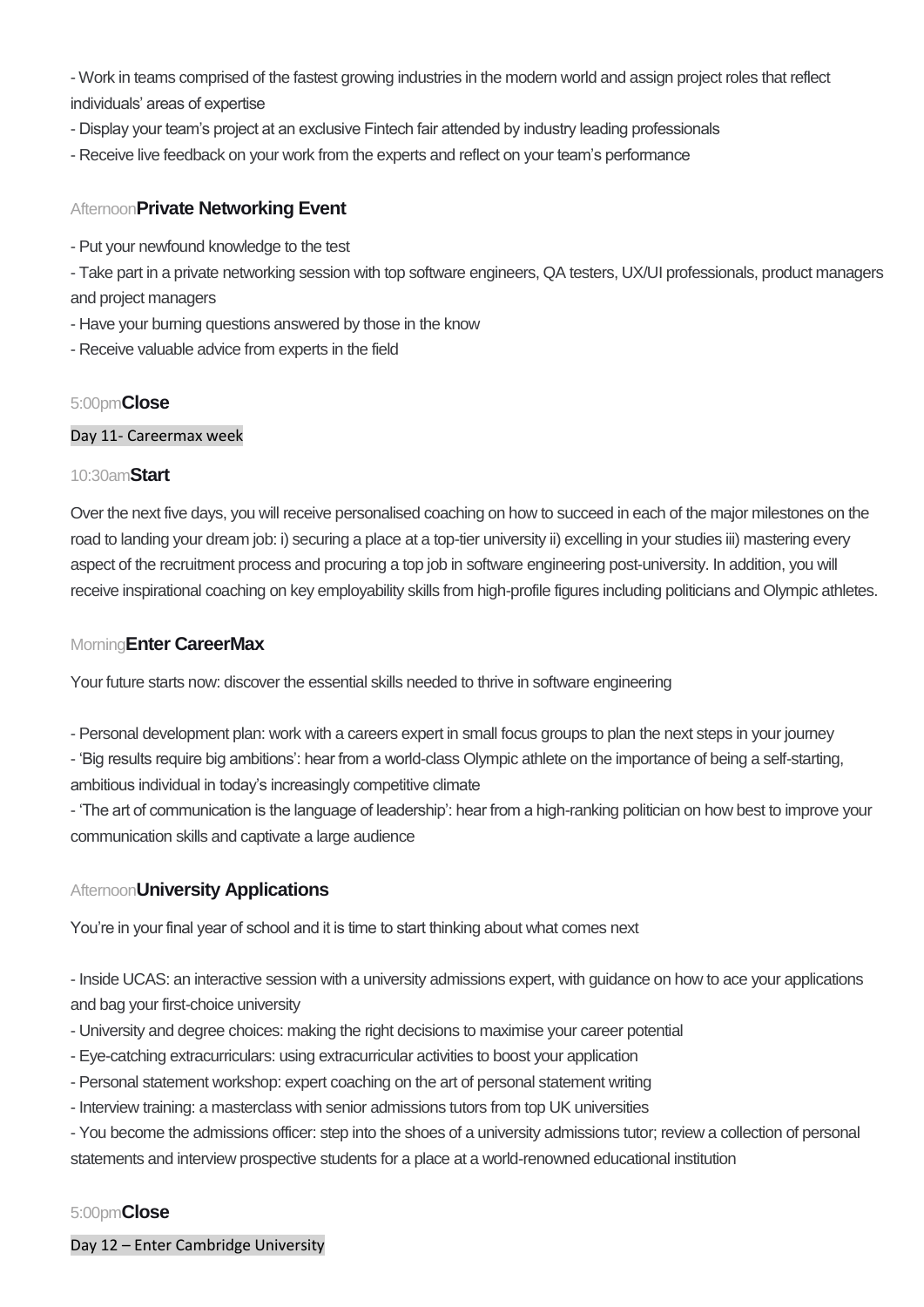- Work in teams comprised of the fastest growing industries in the modern world and assign project roles that reflect individuals' areas of expertise
- Display your team's project at an exclusive Fintech fair attended by industry leading professionals
- Receive live feedback on your work from the experts and reflect on your team's performance

Afternoon**Private Networking Event**

- Put your newfound knowledge to the test
- Take part in a private networking session with top software engineers, QA testers, UX/UI professionals, product managers and project managers
- Have your burning questions answered by those in the know
- Receive valuable advice from experts in the field

5:00pm**Close**

Day 11- Careermax week

10:30am**Start**

Over the next five days, you will receive personalised coaching on how to succeed in each of the major milestones on the road to landing your dream job: i) securing a place at a top-tier university ii) excelling in your studies iii) mastering every aspect of the recruitment process and procuring a top job in software engineering post-university. In addition, you will receive inspirational coaching on key employability skills from high-profile figures including politicians and Olympic athletes.

Morning**Enter CareerMax**

Your future starts now: discover the essential skills needed to thrive in software engineering

- Personal development plan: work with a careers expert in small focus groups to plan the next steps in your journey
- 'Big results require big ambitions': hear from a world-class Olympic athlete on the importance of being a self-starting, ambitious individual in today's increasingly competitive climate
- 'The art of communication is the language of leadership': hear from a high-ranking politician on how best to improve your communication skills and captivate a large audience

Afternoon**University Applications**

You're in your final year of school and it is time to start thinking about what comes next

- Inside UCAS: an interactive session with a university admissions expert, with guidance on how to ace your applications and bag your first-choice university
- University and degree choices: making the right decisions to maximise your career potential
- Eye-catching extracurriculars: using extracurricular activities to boost your application
- Personal statement workshop: expert coaching on the art of personal statement writing
- Interview training: a masterclass with senior admissions tutors from top UK universities
- You become the admissions officer: step into the shoes of a university admissions tutor; review a collection of personal statements and interview prospective students for a place at a world-renowned educational institution

5:00pm**Close**

Day 12 – Enter Cambridge University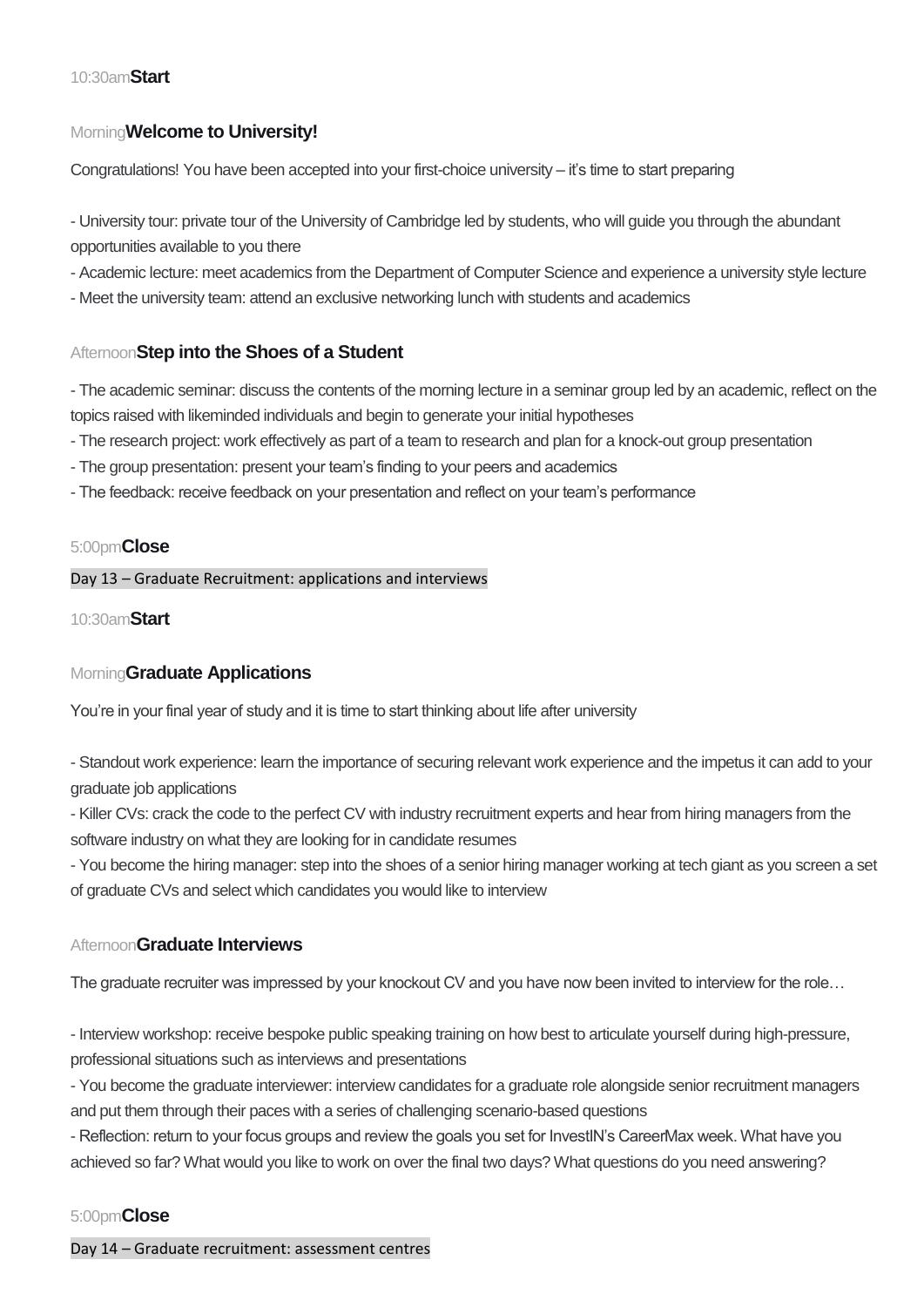10:30am **Start**

Morning **Welcome to University!**

Congratulations! You have been accepted into your first-choice university – it's time to start preparing

- University tour: private tour of the University of Cambridge led by students, who will guide you through the abundant opportunities available to you there
- Academic lecture: meet academics from the Department of Computer Science and experience a university style lecture
- Meet the university team: attend an exclusive networking lunch with students and academics

Afternoon **Step into the Shoes of a Student**

- The academic seminar: discuss the contents of the morning lecture in a seminar group led by an academic, reflect on the topics raised with likeminded individuals and begin to generate your initial hypotheses
- The research project: work effectively as part of a team to research and plan for a knock-out group presentation
- The group presentation: present your team's finding to your peers and academics
- The feedback: receive feedback on your presentation and reflect on your team's performance

5:00pm **Close**

## Day 13 – Graduate Recruitment: applications and interviews

10:30am **Start**

Morning **Graduate Applications**

You're in your final year of study and it is time to start thinking about life after university

- Standout work experience: learn the importance of securing relevant work experience and the impetus it can add to your graduate job applications
- Killer CVs: crack the code to the perfect CV with industry recruitment experts and hear from hiring managers from the software industry on what they are looking for in candidate resumes
- You become the hiring manager: step into the shoes of a senior hiring manager working at tech giant as you screen a set of graduate CVs and select which candidates you would like to interview

Afternoon **Graduate Interviews**

The graduate recruiter was impressed by your knockout CV and you have now been invited to interview for the role…

- Interview workshop: receive bespoke public speaking training on how best to articulate yourself during high-pressure, professional situations such as interviews and presentations
- You become the graduate interviewer: interview candidates for a graduate role alongside senior recruitment managers and put them through their paces with a series of challenging scenario-based questions
- Reflection: return to your focus groups and review the goals you set for InvestIN's CareerMax week. What have you achieved so far? What would you like to work on over the final two days? What questions do you need answering?

5:00pm **Close**

## Day 14 – Graduate recruitment: assessment centres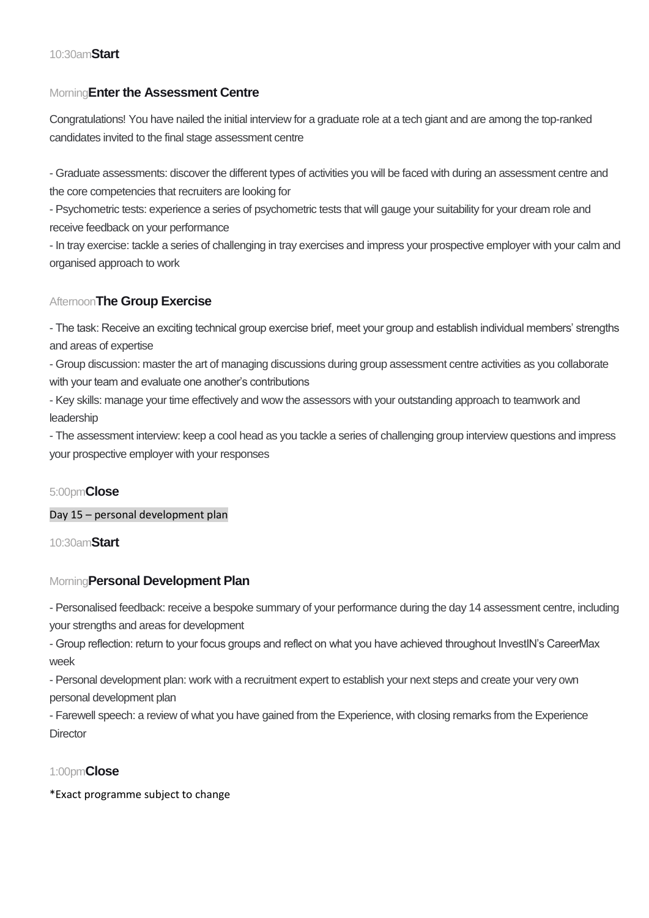10:30am**Start**

Morning**Enter the Assessment Centre**

Congratulations! You have nailed the initial interview for a graduate role at a tech giant and are among the top-ranked candidates invited to the final stage assessment centre

- Graduate assessments: discover the different types of activities you will be faced with during an assessment centre and the core competencies that recruiters are looking for
- Psychometric tests: experience a series of psychometric tests that will gauge your suitability for your dream role and receive feedback on your performance
- In tray exercise: tackle a series of challenging in tray exercises and impress your prospective employer with your calm and organised approach to work

Afternoon**The Group Exercise**

- The task: Receive an exciting technical group exercise brief, meet your group and establish individual members' strengths and areas of expertise
- Group discussion: master the art of managing discussions during group assessment centre activities as you collaborate with your team and evaluate one another's contributions
- Key skills: manage your time effectively and wow the assessors with your outstanding approach to teamwork and leadership
- The assessment interview: keep a cool head as you tackle a series of challenging group interview questions and impress your prospective employer with your responses

5:00pm**Close**

Day 15 – personal development plan

10:30am**Start**

Morning**Personal Development Plan**

- Personalised feedback: receive a bespoke summary of your performance during the day 14 assessment centre, including your strengths and areas for development
- Group reflection: return to your focus groups and reflect on what you have achieved throughout InvestIN's CareerMax week
- Personal development plan: work with a recruitment expert to establish your next steps and create your very own personal development plan
- Farewell speech: a review of what you have gained from the Experience, with closing remarks from the Experience Director

1:00pm**Close**

*Exact programme subject to change